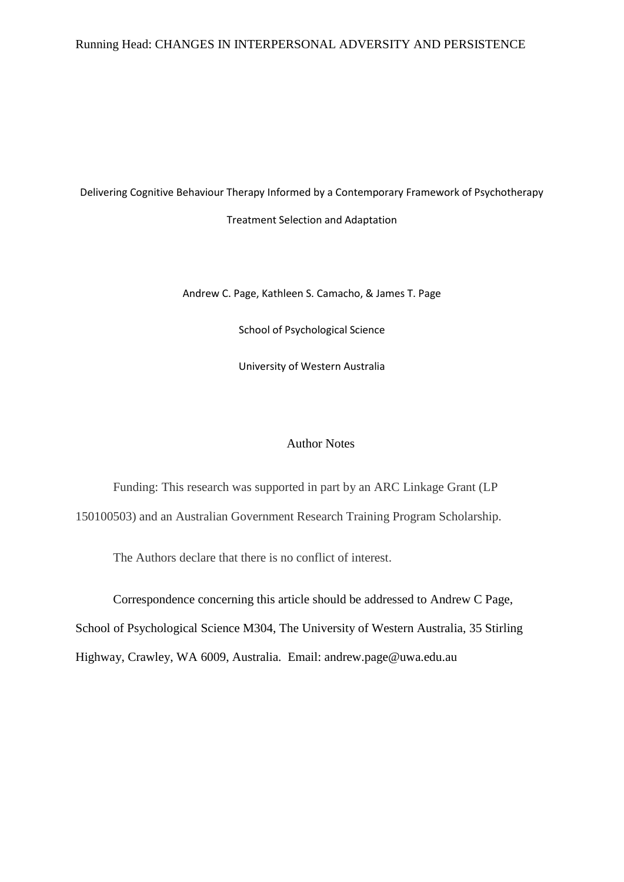# Delivering Cognitive Behaviour Therapy Informed by a Contemporary Framework of Psychotherapy Treatment Selection and Adaptation

Andrew C. Page, Kathleen S. Camacho, & James T. Page

School of Psychological Science

University of Western Australia

## Author Notes

Funding: This research was supported in part by an ARC Linkage Grant (LP 150100503) and an Australian Government Research Training Program Scholarship.

The Authors declare that there is no conflict of interest.

Correspondence concerning this article should be addressed to Andrew C Page, School of Psychological Science M304, The University of Western Australia, 35 Stirling Highway, Crawley, WA 6009, Australia. Email: andrew.page@uwa.edu.au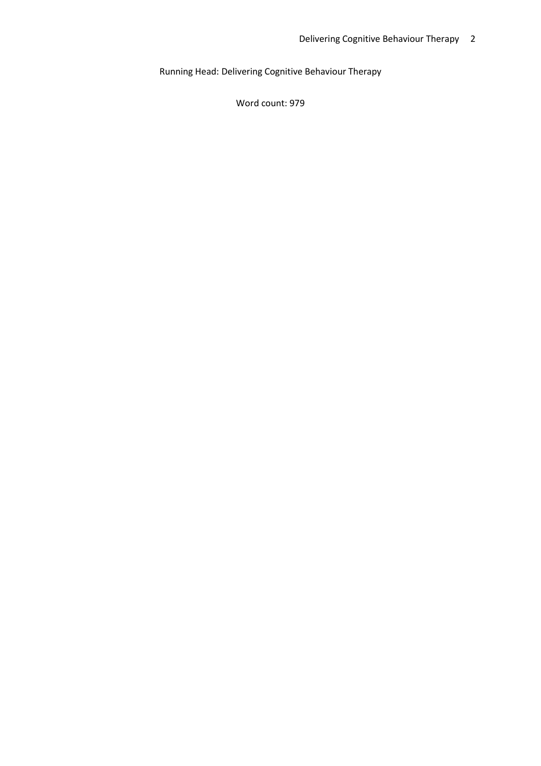Running Head: Delivering Cognitive Behaviour Therapy

Word count: 979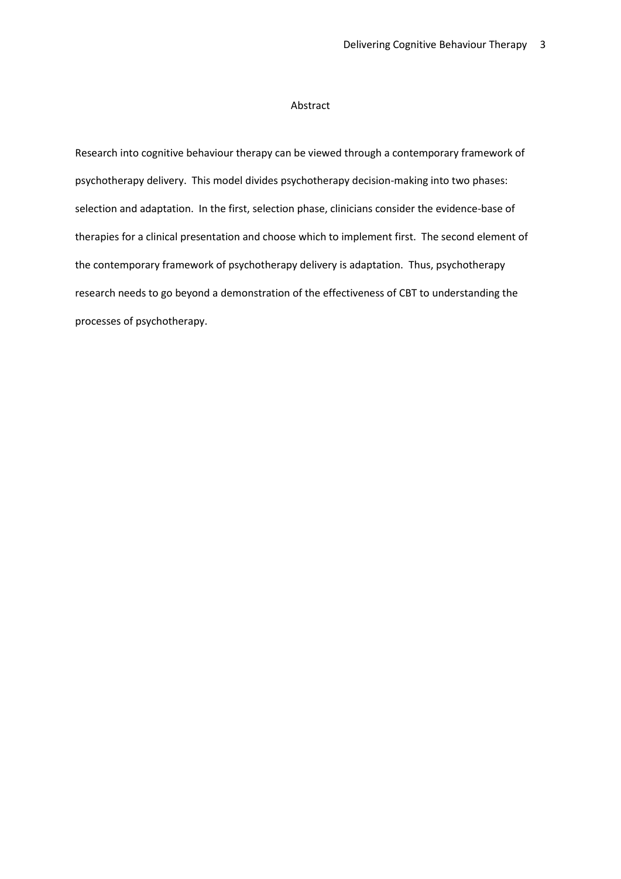## Abstract

Research into cognitive behaviour therapy can be viewed through a contemporary framework of psychotherapy delivery. This model divides psychotherapy decision-making into two phases: selection and adaptation. In the first, selection phase, clinicians consider the evidence-base of therapies for a clinical presentation and choose which to implement first. The second element of the contemporary framework of psychotherapy delivery is adaptation. Thus, psychotherapy research needs to go beyond a demonstration of the effectiveness of CBT to understanding the processes of psychotherapy.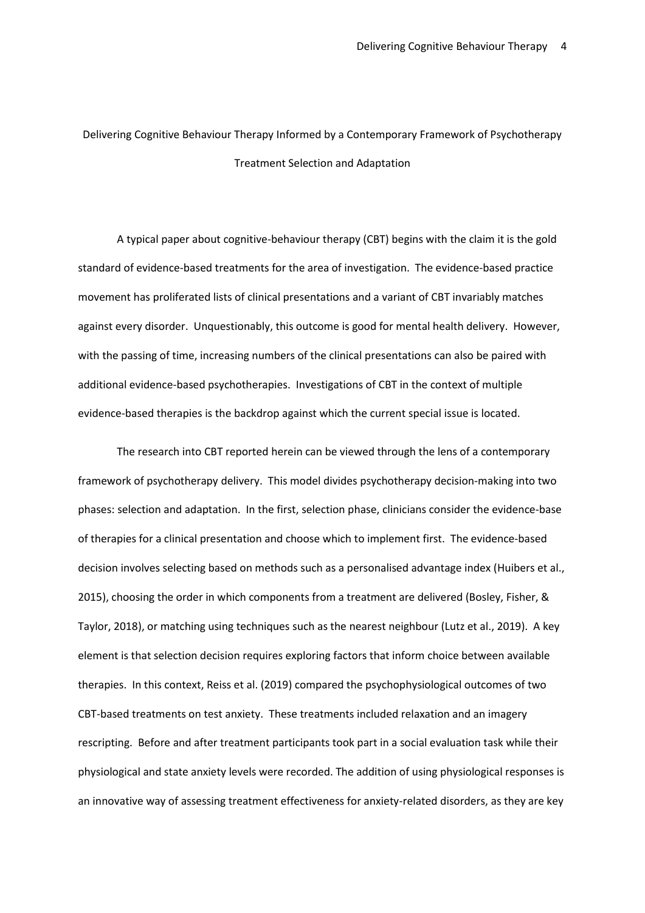# Delivering Cognitive Behaviour Therapy Informed by a Contemporary Framework of Psychotherapy Treatment Selection and Adaptation

A typical paper about cognitive-behaviour therapy (CBT) begins with the claim it is the gold standard of evidence-based treatments for the area of investigation. The evidence-based practice movement has proliferated lists of clinical presentations and a variant of CBT invariably matches against every disorder. Unquestionably, this outcome is good for mental health delivery. However, with the passing of time, increasing numbers of the clinical presentations can also be paired with additional evidence-based psychotherapies. Investigations of CBT in the context of multiple evidence-based therapies is the backdrop against which the current special issue is located.

The research into CBT reported herein can be viewed through the lens of a contemporary framework of psychotherapy delivery. This model divides psychotherapy decision-making into two phases: selection and adaptation. In the first, selection phase, clinicians consider the evidence-base of therapies for a clinical presentation and choose which to implement first. The evidence-based decision involves selecting based on methods such as a personalised advantage index (Huibers et al., 2015), choosing the order in which components from a treatment are delivered (Bosley, Fisher, & Taylor, 2018), or matching using techniques such as the nearest neighbour (Lutz et al., 2019). A key element is that selection decision requires exploring factors that inform choice between available therapies. In this context, Reiss et al. (2019) compared the psychophysiological outcomes of two CBT-based treatments on test anxiety. These treatments included relaxation and an imagery rescripting. Before and after treatment participants took part in a social evaluation task while their physiological and state anxiety levels were recorded. The addition of using physiological responses is an innovative way of assessing treatment effectiveness for anxiety-related disorders, as they are key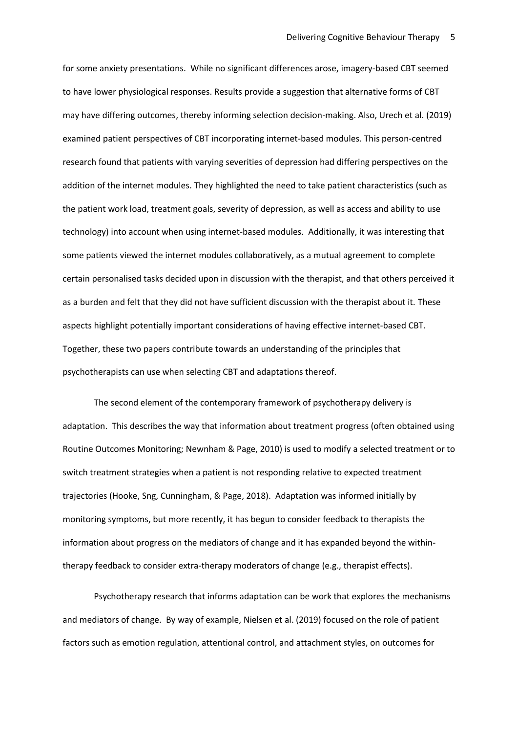for some anxiety presentations. While no significant differences arose, imagery-based CBT seemed to have lower physiological responses. Results provide a suggestion that alternative forms of CBT may have differing outcomes, thereby informing selection decision-making. Also, Urech et al. (2019) examined patient perspectives of CBT incorporating internet-based modules. This person-centred research found that patients with varying severities of depression had differing perspectives on the addition of the internet modules. They highlighted the need to take patient characteristics (such as the patient work load, treatment goals, severity of depression, as well as access and ability to use technology) into account when using internet-based modules. Additionally, it was interesting that some patients viewed the internet modules collaboratively, as a mutual agreement to complete certain personalised tasks decided upon in discussion with the therapist, and that others perceived it as a burden and felt that they did not have sufficient discussion with the therapist about it. These aspects highlight potentially important considerations of having effective internet-based CBT. Together, these two papers contribute towards an understanding of the principles that psychotherapists can use when selecting CBT and adaptations thereof.

The second element of the contemporary framework of psychotherapy delivery is adaptation. This describes the way that information about treatment progress (often obtained using Routine Outcomes Monitoring; Newnham & Page, 2010) is used to modify a selected treatment or to switch treatment strategies when a patient is not responding relative to expected treatment trajectories (Hooke, Sng, Cunningham, & Page, 2018). Adaptation was informed initially by monitoring symptoms, but more recently, it has begun to consider feedback to therapists the information about progress on the mediators of change and it has expanded beyond the within-therapy feedback to consider extra-therapy moderators of change (e.g., therapist effects).

Psychotherapy research that informs adaptation can be work that explores the mechanisms and mediators of change. By way of example, Nielsen et al. (2019) focused on the role of patient factors such as emotion regulation, attentional control, and attachment styles, on outcomes for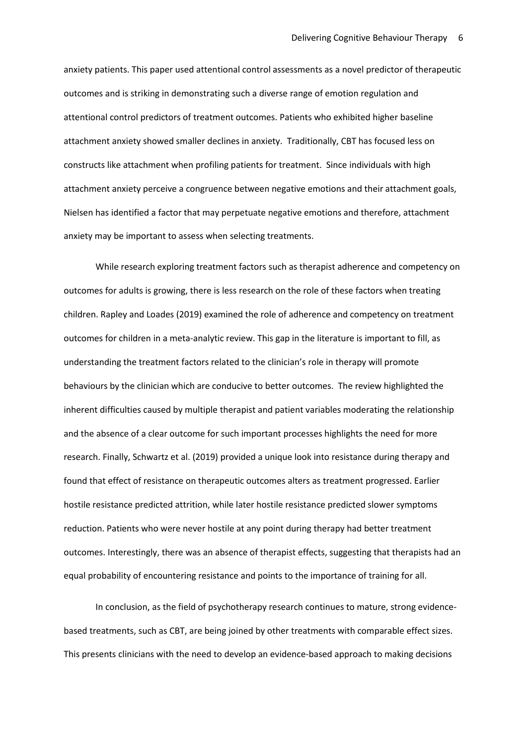anxiety patients. This paper used attentional control assessments as a novel predictor of therapeutic outcomes and is striking in demonstrating such a diverse range of emotion regulation and attentional control predictors of treatment outcomes. Patients who exhibited higher baseline attachment anxiety showed smaller declines in anxiety. Traditionally, CBT has focused less on constructs like attachment when profiling patients for treatment. Since individuals with high attachment anxiety perceive a congruence between negative emotions and their attachment goals, Nielsen has identified a factor that may perpetuate negative emotions and therefore, attachment anxiety may be important to assess when selecting treatments.

While research exploring treatment factors such as therapist adherence and competency on outcomes for adults is growing, there is less research on the role of these factors when treating children. Rapley and Loades (2019) examined the role of adherence and competency on treatment outcomes for children in a meta-analytic review. This gap in the literature is important to fill, as understanding the treatment factors related to the clinician's role in therapy will promote behaviours by the clinician which are conducive to better outcomes. The review highlighted the inherent difficulties caused by multiple therapist and patient variables moderating the relationship and the absence of a clear outcome for such important processes highlights the need for more research. Finally, Schwartz et al. (2019) provided a unique look into resistance during therapy and found that effect of resistance on therapeutic outcomes alters as treatment progressed. Earlier hostile resistance predicted attrition, while later hostile resistance predicted slower symptoms reduction. Patients who were never hostile at any point during therapy had better treatment outcomes. Interestingly, there was an absence of therapist effects, suggesting that therapists had an equal probability of encountering resistance and points to the importance of training for all.

In conclusion, as the field of psychotherapy research continues to mature, strong evidence-based treatments, such as CBT, are being joined by other treatments with comparable effect sizes. This presents clinicians with the need to develop an evidence-based approach to making decisions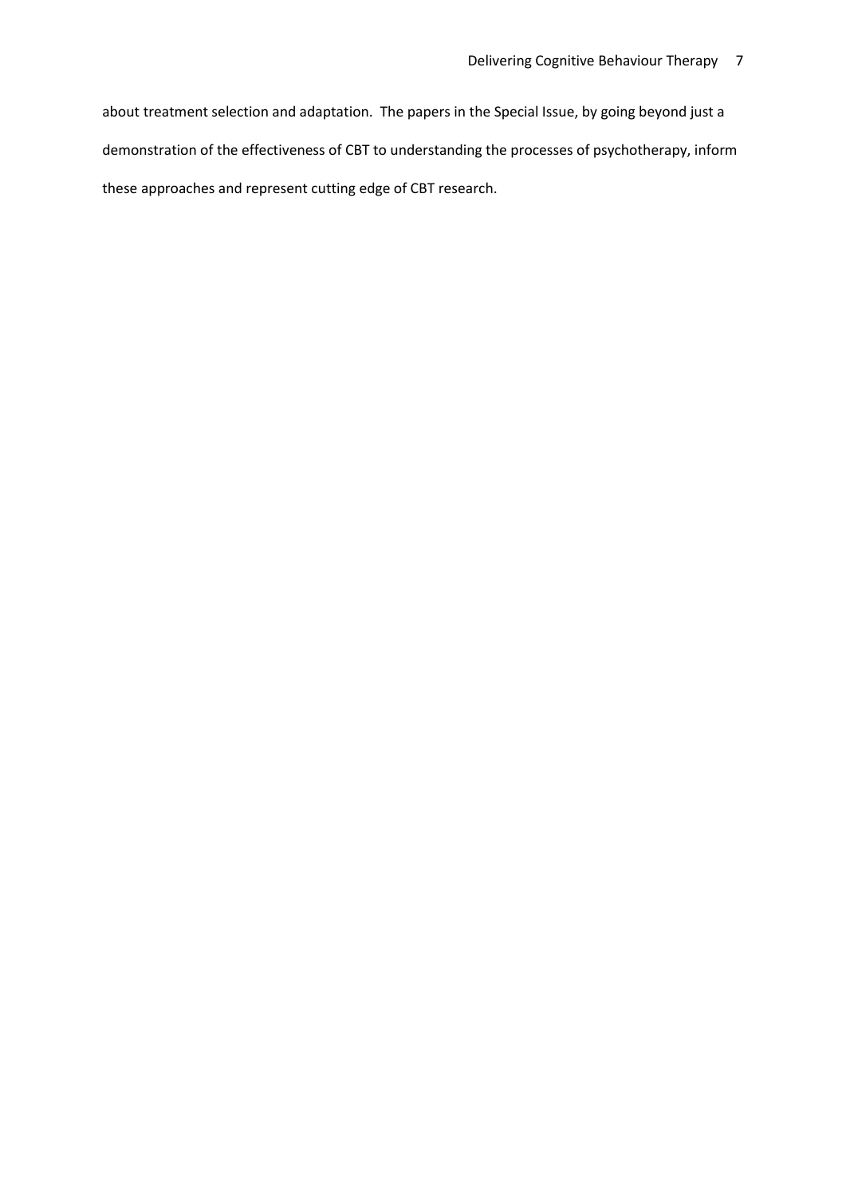about treatment selection and adaptation. The papers in the Special Issue, by going beyond just a demonstration of the effectiveness of CBT to understanding the processes of psychotherapy, inform these approaches and represent cutting edge of CBT research.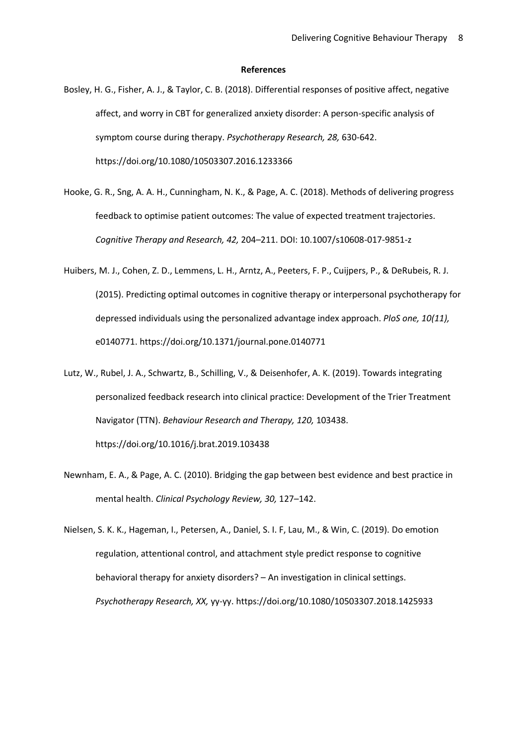## References

Bosley, H. G., Fisher, A. J., & Taylor, C. B. (2018). Differential responses of positive affect, negative affect, and worry in CBT for generalized anxiety disorder: A person-specific analysis of symptom course during therapy. *Psychotherapy Research, 28,* 630-642. https://doi.org/10.1080/10503307.2016.1233366

Hooke, G. R., Sng, A. A. H., Cunningham, N. K., & Page, A. C. (2018). Methods of delivering progress feedback to optimise patient outcomes: The value of expected treatment trajectories. *Cognitive Therapy and Research, 42,* 204–211. DOI: 10.1007/s10608-017-9851-z

Huibers, M. J., Cohen, Z. D., Lemmens, L. H., Arntz, A., Peeters, F. P., Cuijpers, P., & DeRubeis, R. J. (2015). Predicting optimal outcomes in cognitive therapy or interpersonal psychotherapy for depressed individuals using the personalized advantage index approach. *PloS one, 10(11),* e0140771. https://doi.org/10.1371/journal.pone.0140771

Lutz, W., Rubel, J. A., Schwartz, B., Schilling, V., & Deisenhofer, A. K. (2019). Towards integrating personalized feedback research into clinical practice: Development of the Trier Treatment Navigator (TTN). *Behaviour Research and Therapy, 120,* 103438. https://doi.org/10.1016/j.brat.2019.103438

Newnham, E. A., & Page, A. C. (2010). Bridging the gap between best evidence and best practice in mental health. *Clinical Psychology Review, 30,* 127–142.

Nielsen, S. K. K., Hageman, I., Petersen, A., Daniel, S. I. F, Lau, M., & Win, C. (2019). Do emotion regulation, attentional control, and attachment style predict response to cognitive behavioral therapy for anxiety disorders? – An investigation in clinical settings. *Psychotherapy Research, XX,* yy-yy. https://doi.org/10.1080/10503307.2018.1425933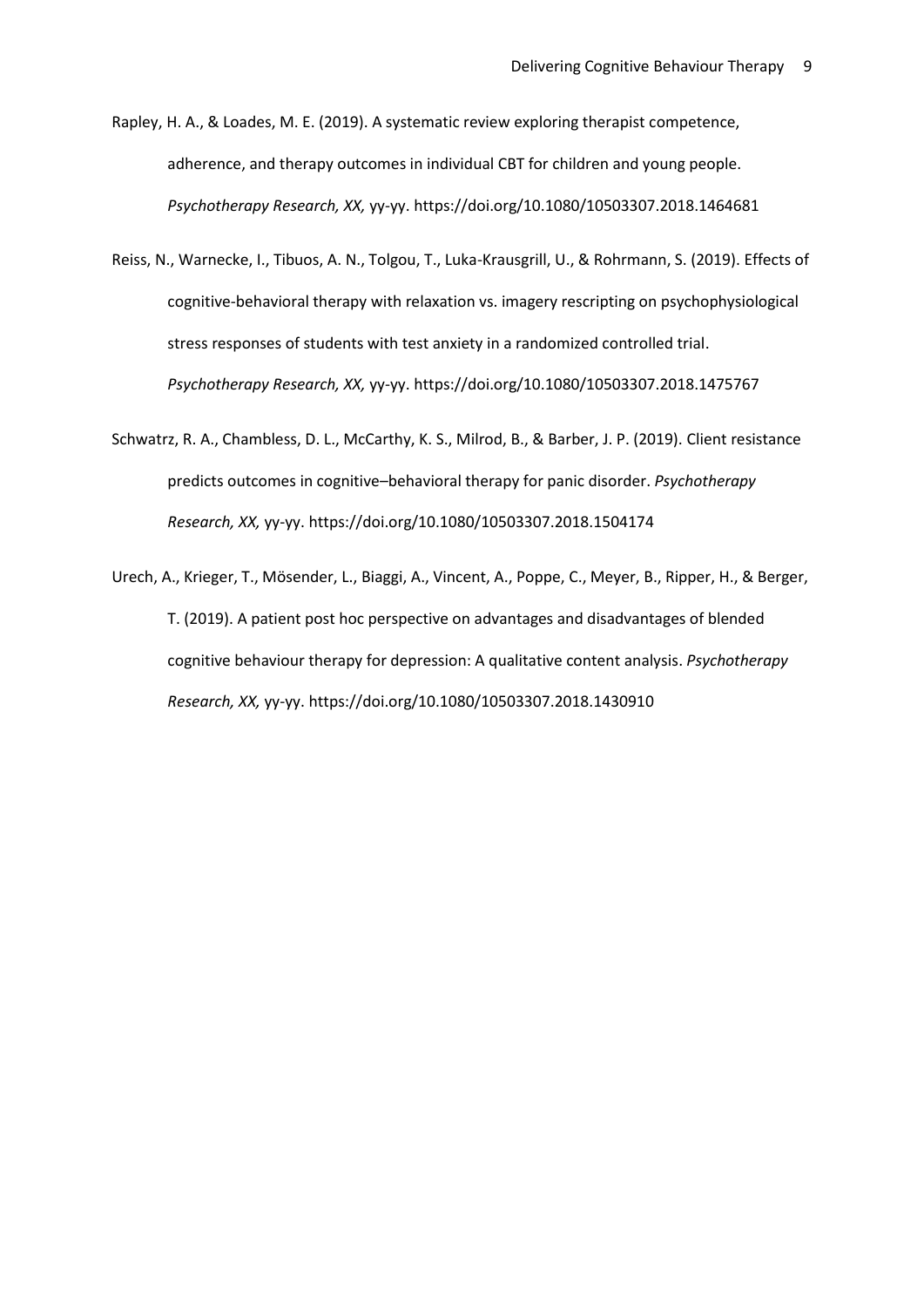Rapley, H. A., & Loades, M. E. (2019). A systematic review exploring therapist competence, adherence, and therapy outcomes in individual CBT for children and young people. *Psychotherapy Research, XX,* yy-yy. https://doi.org/10.1080/10503307.2018.1464681

Reiss, N., Warnecke, I., Tibuos, A. N., Tolgou, T., Luka-Krausgrill, U., & Rohrmann, S. (2019). Effects of cognitive-behavioral therapy with relaxation vs. imagery rescripting on psychophysiological stress responses of students with test anxiety in a randomized controlled trial. *Psychotherapy Research, XX,* yy-yy. https://doi.org/10.1080/10503307.2018.1475767

Schwatrz, R. A., Chambless, D. L., McCarthy, K. S., Milrod, B., & Barber, J. P. (2019). Client resistance predicts outcomes in cognitive–behavioral therapy for panic disorder. *Psychotherapy Research, XX,* yy-yy. https://doi.org/10.1080/10503307.2018.1504174

Urech, A., Krieger, T., Mösender, L., Biaggi, A., Vincent, A., Poppe, C., Meyer, B., Ripper, H., & Berger, T. (2019). A patient post hoc perspective on advantages and disadvantages of blended cognitive behaviour therapy for depression: A qualitative content analysis. *Psychotherapy Research, XX,* yy-yy. https://doi.org/10.1080/10503307.2018.1430910